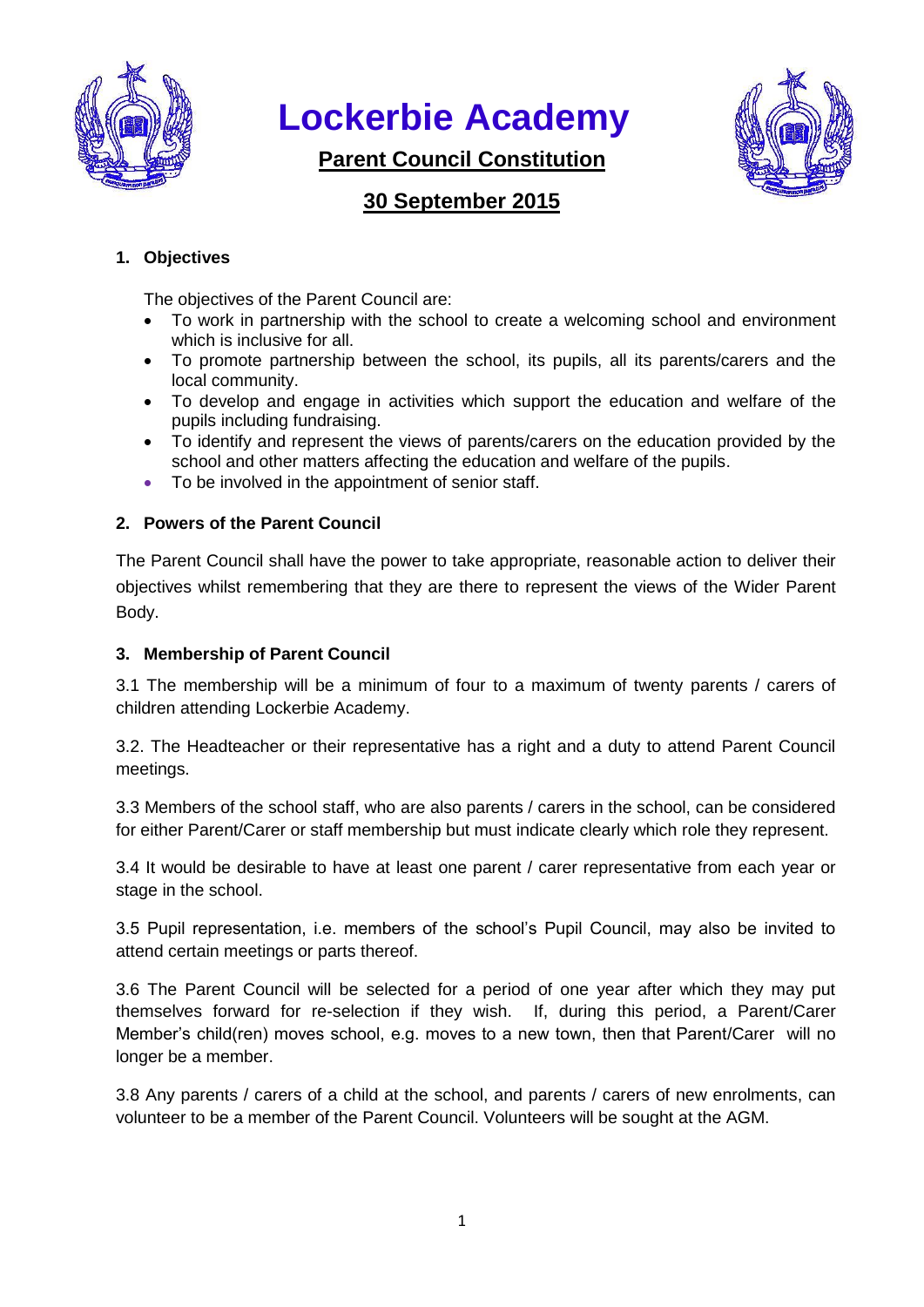# Lockerbie Academy

## Parent Council Constitution

## 30 September 2015

### 1. Objectives

The objectives of the Parent Council are:

- To work in partnership with the school to create a welcoming school and environment which is inclusive for all.
- To promote partnership between the school, its pupils, all its parents/carers and the local community.
- To develop and engage in activities which support the education and welfare of the pupils including fundraising.
- To identify and represent the views of parents/carers on the education provided by the school and other matters affecting the education and welfare of the pupils.
- To be involved in the appointment of senior staff.

### 2. Powers of the Parent Council

The Parent Council shall have the power to take appropriate, reasonable action to deliver their objectives whilst remembering that they are there to represent the views of the Wider Parent Body.

### 3. Membership of Parent Council

3.1 The membership will be a minimum of four to a maximum of twenty parents / carers of children attending Lockerbie Academy.

3.2. The Headteacher or their representative has a right and a duty to attend Parent Council meetings.

3.3 Members of the school staff, who are also parents / carers in the school, can be considered for either Parent/Carer or staff membership but must indicate clearly which role they represent.

3.4 It would be desirable to have at least one parent / carer representative from each year or stage in the school.

3.5 Pupil representation, i.e. members of the school's Pupil Council, may also be invited to attend certain meetings or parts thereof.

3.6 The Parent Council will be selected for a period of one year after which they may put themselves forward for re-selection if they wish. If, during this period, a Parent/Carer Member's child(ren) moves school, e.g. moves to a new town, then that Parent/Carer will no longer be a member.

3.8 Any parents / carers of a child at the school, and parents / carers of new enrolments, can volunteer to be a member of the Parent Council. Volunteers will be sought at the AGM.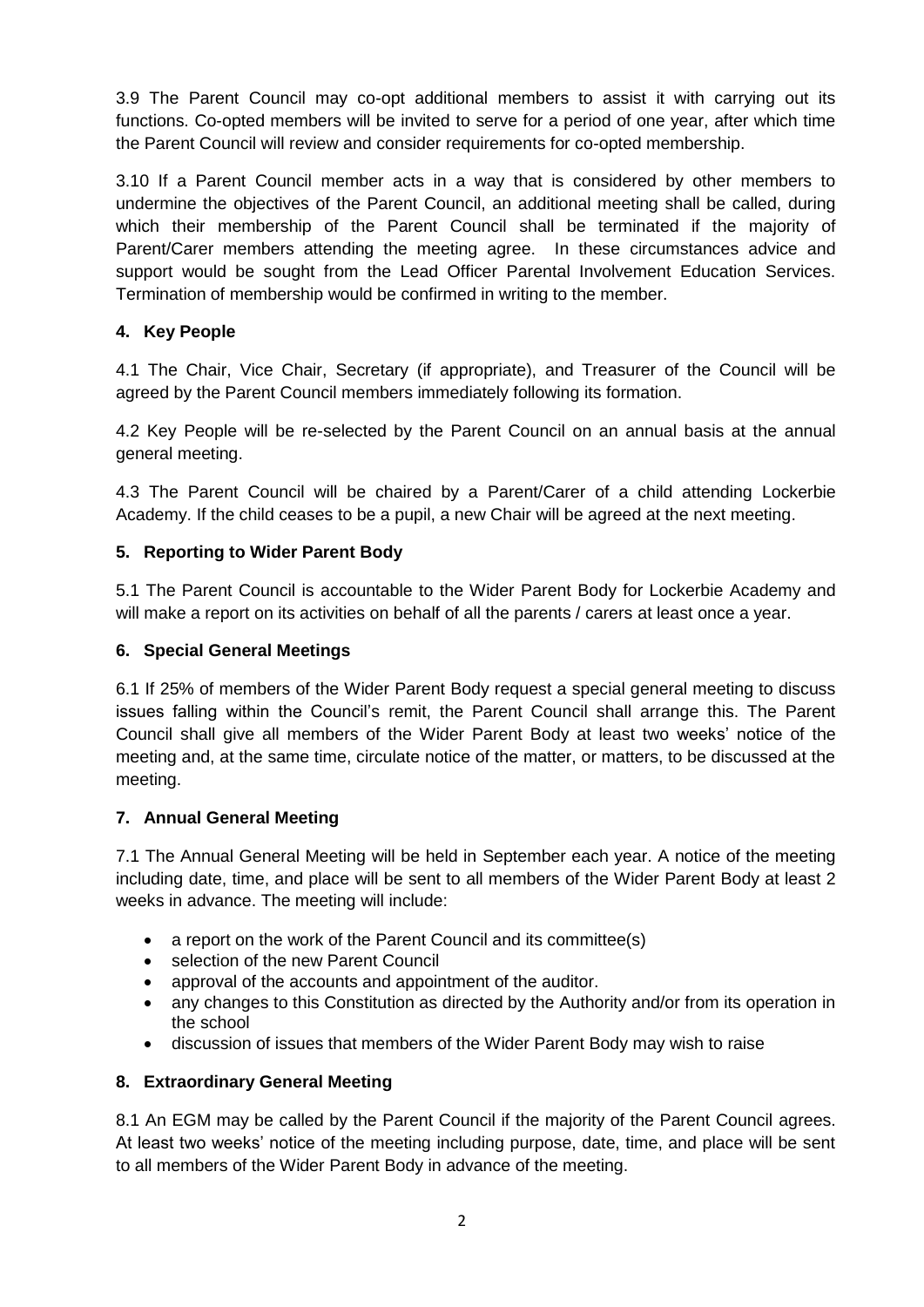3.9 The Parent Council may co-opt additional members to assist it with carrying out its functions. Co-opted members will be invited to serve for a period of one year, after which time the Parent Council will review and consider requirements for co-opted membership.

3.10 If a Parent Council member acts in a way that is considered by other members to undermine the objectives of the Parent Council, an additional meeting shall be called, during which their membership of the Parent Council shall be terminated if the majority of Parent/Carer members attending the meeting agree. In these circumstances advice and support would be sought from the Lead Officer Parental Involvement Education Services. Termination of membership would be confirmed in writing to the member.

## 4. Key People

4.1 The Chair, Vice Chair, Secretary (if appropriate), and Treasurer of the Council will be agreed by the Parent Council members immediately following its formation.

4.2 Key People will be re-selected by the Parent Council on an annual basis at the annual general meeting.

4.3 The Parent Council will be chaired by a Parent/Carer of a child attending Lockerbie Academy. If the child ceases to be a pupil, a new Chair will be agreed at the next meeting.

## 5. Reporting to Wider Parent Body

5.1 The Parent Council is accountable to the Wider Parent Body for Lockerbie Academy and will make a report on its activities on behalf of all the parents / carers at least once a year.

## 6. Special General Meetings

6.1 If 25% of members of the Wider Parent Body request a special general meeting to discuss issues falling within the Council's remit, the Parent Council shall arrange this. The Parent Council shall give all members of the Wider Parent Body at least two weeks' notice of the meeting and, at the same time, circulate notice of the matter, or matters, to be discussed at the meeting.

## 7. Annual General Meeting

7.1 The Annual General Meeting will be held in September each year. A notice of the meeting including date, time, and place will be sent to all members of the Wider Parent Body at least 2 weeks in advance. The meeting will include:

- a report on the work of the Parent Council and its committee(s)
- selection of the new Parent Council
- approval of the accounts and appointment of the auditor.
- any changes to this Constitution as directed by the Authority and/or from its operation in the school
- discussion of issues that members of the Wider Parent Body may wish to raise

## 8. Extraordinary General Meeting

8.1 An EGM may be called by the Parent Council if the majority of the Parent Council agrees. At least two weeks' notice of the meeting including purpose, date, time, and place will be sent to all members of the Wider Parent Body in advance of the meeting.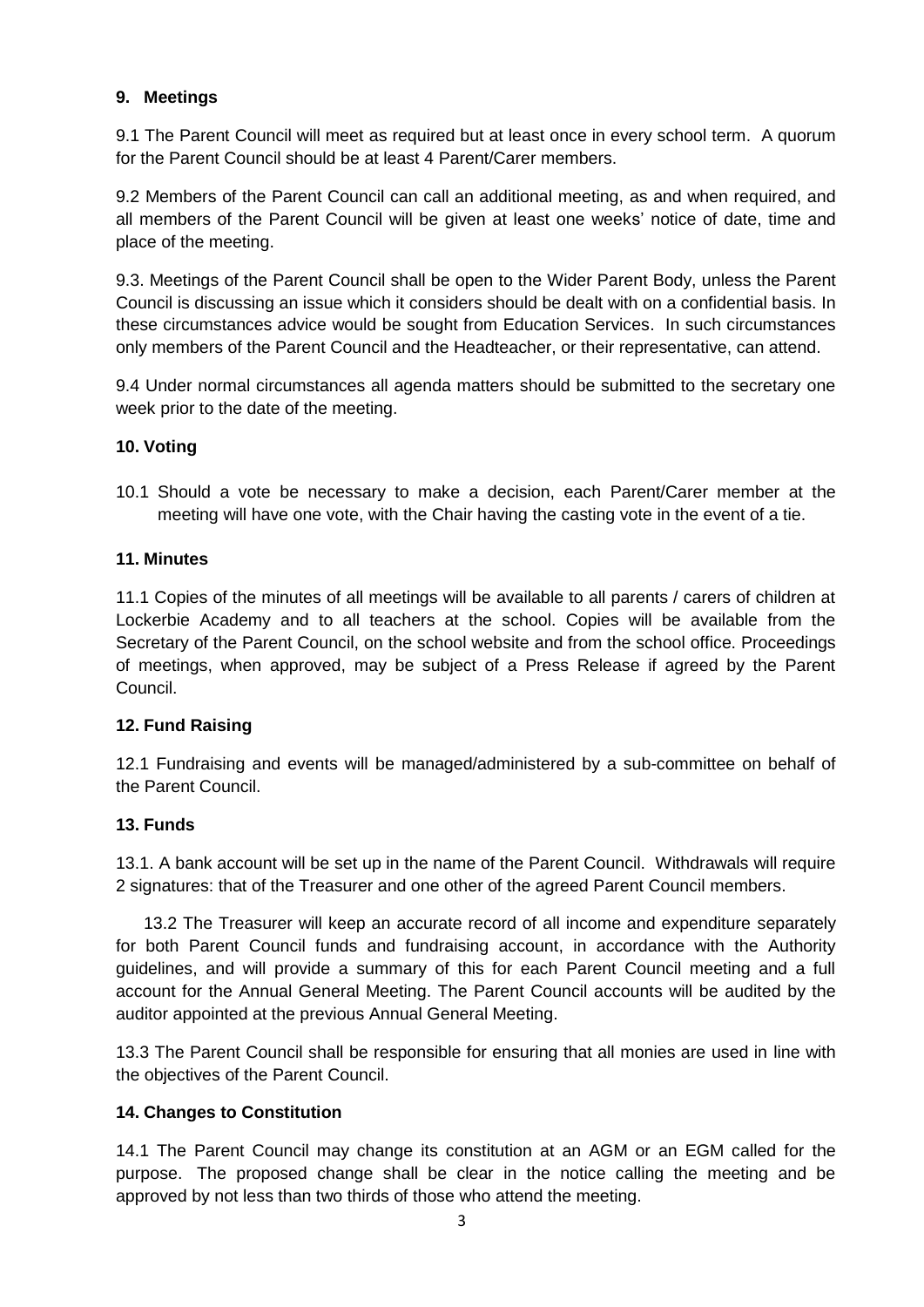## 9. Meetings

9.1 The Parent Council will meet as required but at least once in every school term. A quorum for the Parent Council should be at least 4 Parent/Carer members.

9.2 Members of the Parent Council can call an additional meeting, as and when required, and all members of the Parent Council will be given at least one weeks' notice of date, time and place of the meeting.

9.3. Meetings of the Parent Council shall be open to the Wider Parent Body, unless the Parent Council is discussing an issue which it considers should be dealt with on a confidential basis. In these circumstances advice would be sought from Education Services. In such circumstances only members of the Parent Council and the Headteacher, or their representative, can attend.

9.4 Under normal circumstances all agenda matters should be submitted to the secretary one week prior to the date of the meeting.

## 10. Voting

10.1 Should a vote be necessary to make a decision, each Parent/Carer member at the meeting will have one vote, with the Chair having the casting vote in the event of a tie.

## 11. Minutes

11.1 Copies of the minutes of all meetings will be available to all parents / carers of children at Lockerbie Academy and to all teachers at the school. Copies will be available from the Secretary of the Parent Council, on the school website and from the school office. Proceedings of meetings, when approved, may be subject of a Press Release if agreed by the Parent Council.

## 12. Fund Raising

12.1 Fundraising and events will be managed/administered by a sub-committee on behalf of the Parent Council.

## 13. Funds

13.1. A bank account will be set up in the name of the Parent Council. Withdrawals will require 2 signatures: that of the Treasurer and one other of the agreed Parent Council members.

13.2 The Treasurer will keep an accurate record of all income and expenditure separately for both Parent Council funds and fundraising account, in accordance with the Authority guidelines, and will provide a summary of this for each Parent Council meeting and a full account for the Annual General Meeting. The Parent Council accounts will be audited by the auditor appointed at the previous Annual General Meeting.

13.3 The Parent Council shall be responsible for ensuring that all monies are used in line with the objectives of the Parent Council.

## 14. Changes to Constitution

14.1 The Parent Council may change its constitution at an AGM or an EGM called for the purpose. The proposed change shall be clear in the notice calling the meeting and be approved by not less than two thirds of those who attend the meeting.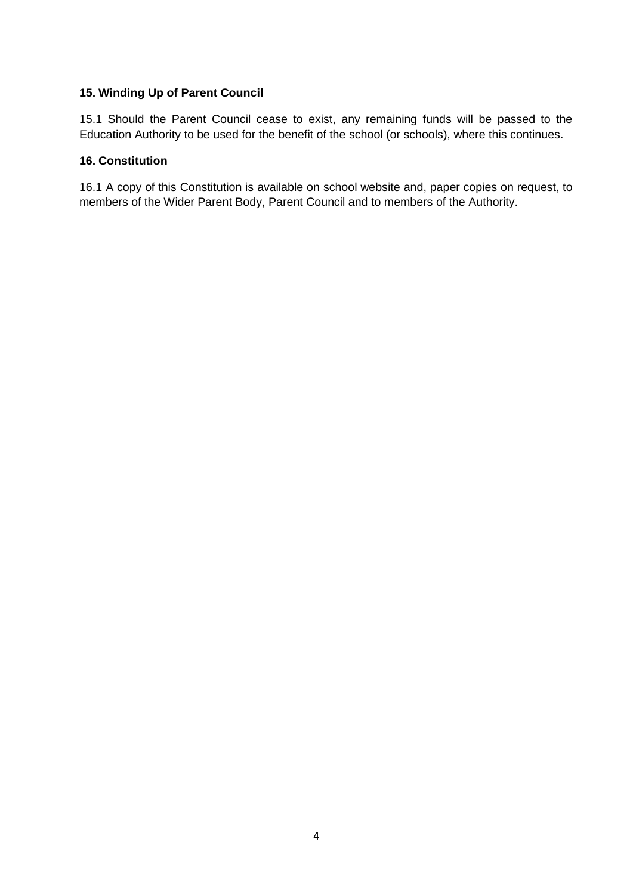### 15. Winding Up of Parent Council

15.1 Should the Parent Council cease to exist, any remaining funds will be passed to the Education Authority to be used for the benefit of the school (or schools), where this continues.

### 16. Constitution

16.1 A copy of this Constitution is available on school website and, paper copies on request, to members of the Wider Parent Body, Parent Council and to members of the Authority.